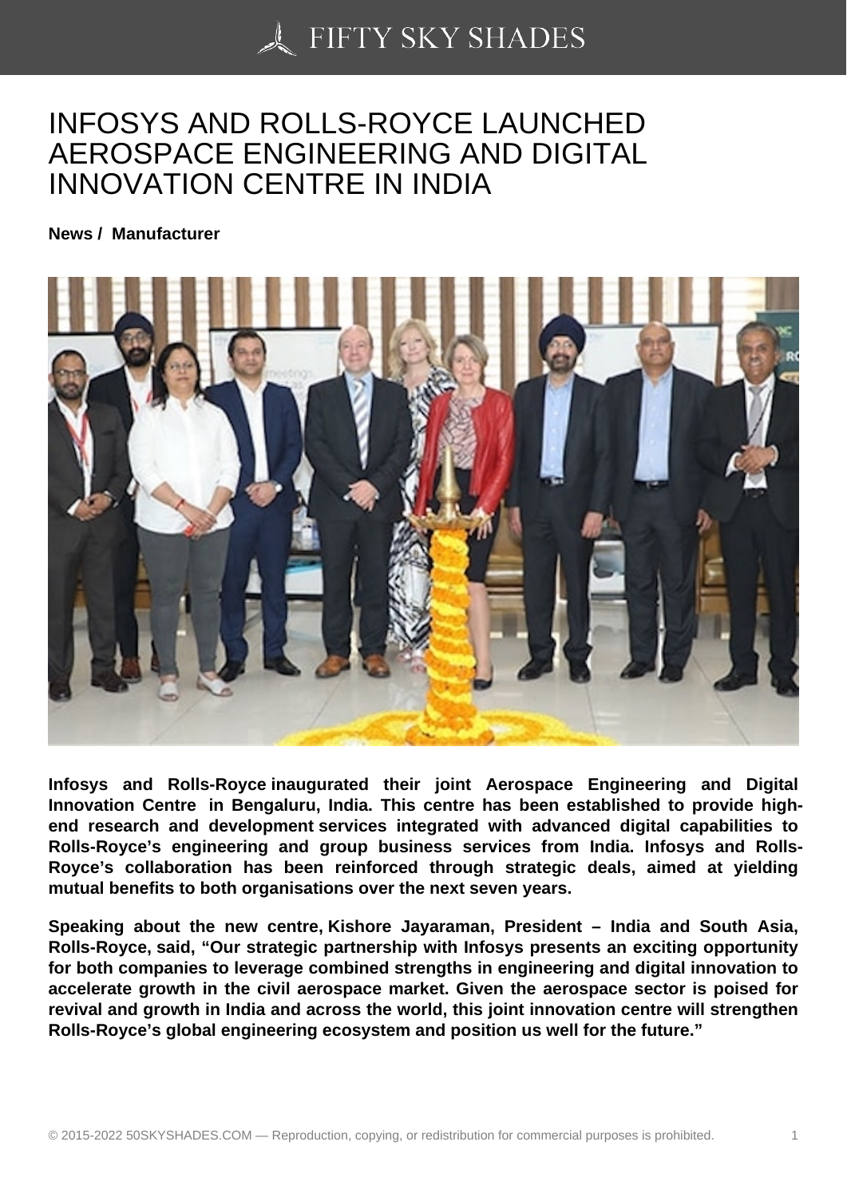# INFOSYS AND ROLLS-ROYCE LAUNCHED AEROSPACE ENGINEERING AND DIGITAL INNOVATION CENTRE IN INDIA

**News / Manufacturer**

**Infosys and Rolls-Royce inaugurated their joint Aerospace Engineering and Digital Innovation Centre in Bengaluru, India. This centre has been established to provide high-end research and development services integrated with advanced digital capabilities to Rolls-Royce's engineering and group business services from India. Infosys and Rolls-Royce's collaboration has been reinforced through strategic deals, aimed at yielding mutual benefits to both organisations over the next seven years.**

**Speaking about the new centre, Kishore Jayaraman, President – India and South Asia, Rolls-Royce, said, "Our strategic partnership with Infosys presents an exciting opportunity for both companies to leverage combined strengths in engineering and digital innovation to accelerate growth in the civil aerospace market. Given the aerospace sector is poised for revival and growth in India and across the world, this joint innovation centre will strengthen Rolls-Royce's global engineering ecosystem and position us well for the future."**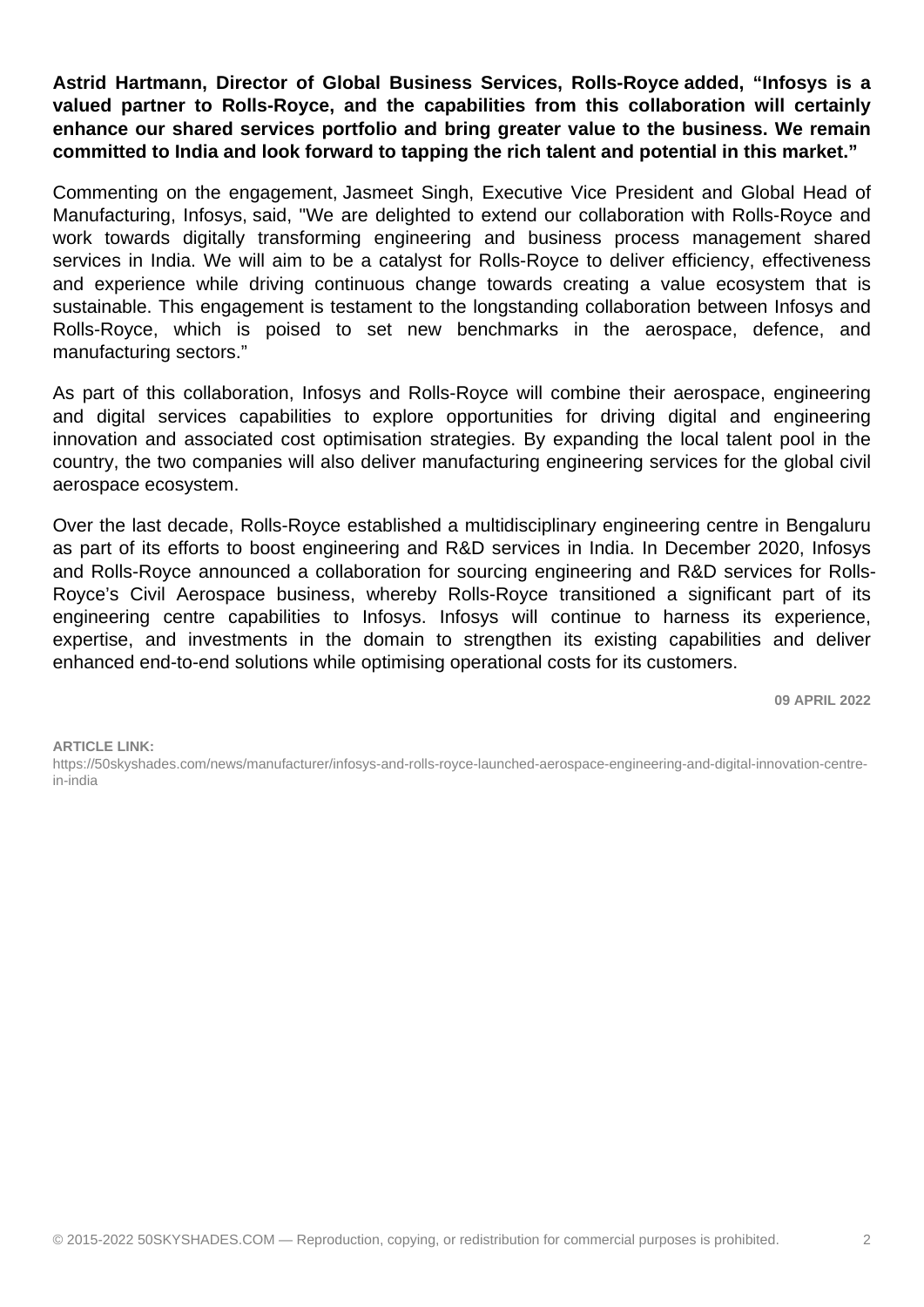**Astrid Hartmann, Director of Global Business Services, Rolls-Royce added, “Infosys is a valued partner to Rolls-Royce, and the capabilities from this collaboration will certainly enhance our shared services portfolio and bring greater value to the business. We remain committed to India and look forward to tapping the rich talent and potential in this market.”**

Commenting on the engagement, Jasmeet Singh, Executive Vice President and Global Head of Manufacturing, Infosys, said, "We are delighted to extend our collaboration with Rolls-Royce and work towards digitally transforming engineering and business process management shared services in India. We will aim to be a catalyst for Rolls-Royce to deliver efficiency, effectiveness and experience while driving continuous change towards creating a value ecosystem that is sustainable. This engagement is testament to the longstanding collaboration between Infosys and Rolls-Royce, which is poised to set new benchmarks in the aerospace, defence, and manufacturing sectors.”

As part of this collaboration, Infosys and Rolls-Royce will combine their aerospace, engineering and digital services capabilities to explore opportunities for driving digital and engineering innovation and associated cost optimisation strategies. By expanding the local talent pool in the country, the two companies will also deliver manufacturing engineering services for the global civil aerospace ecosystem.

Over the last decade, Rolls-Royce established a multidisciplinary engineering centre in Bengaluru as part of its efforts to boost engineering and R&D services in India. In December 2020, Infosys and Rolls-Royce announced a collaboration for sourcing engineering and R&D services for Rolls-Royce’s Civil Aerospace business, whereby Rolls-Royce transitioned a significant part of its engineering centre capabilities to Infosys. Infosys will continue to harness its experience, expertise, and investments in the domain to strengthen its existing capabilities and deliver enhanced end-to-end solutions while optimising operational costs for its customers.

**09 APRIL 2022**

**ARTICLE LINK:**
https://50skyshades.com/news/manufacturer/infosys-and-rolls-royce-launched-aerospace-engineering-and-digital-innovation-centre-in-india

© 2015-2022 50SKYSHADES.COM — Reproduction, copying, or redistribution for commercial purposes is prohibited.